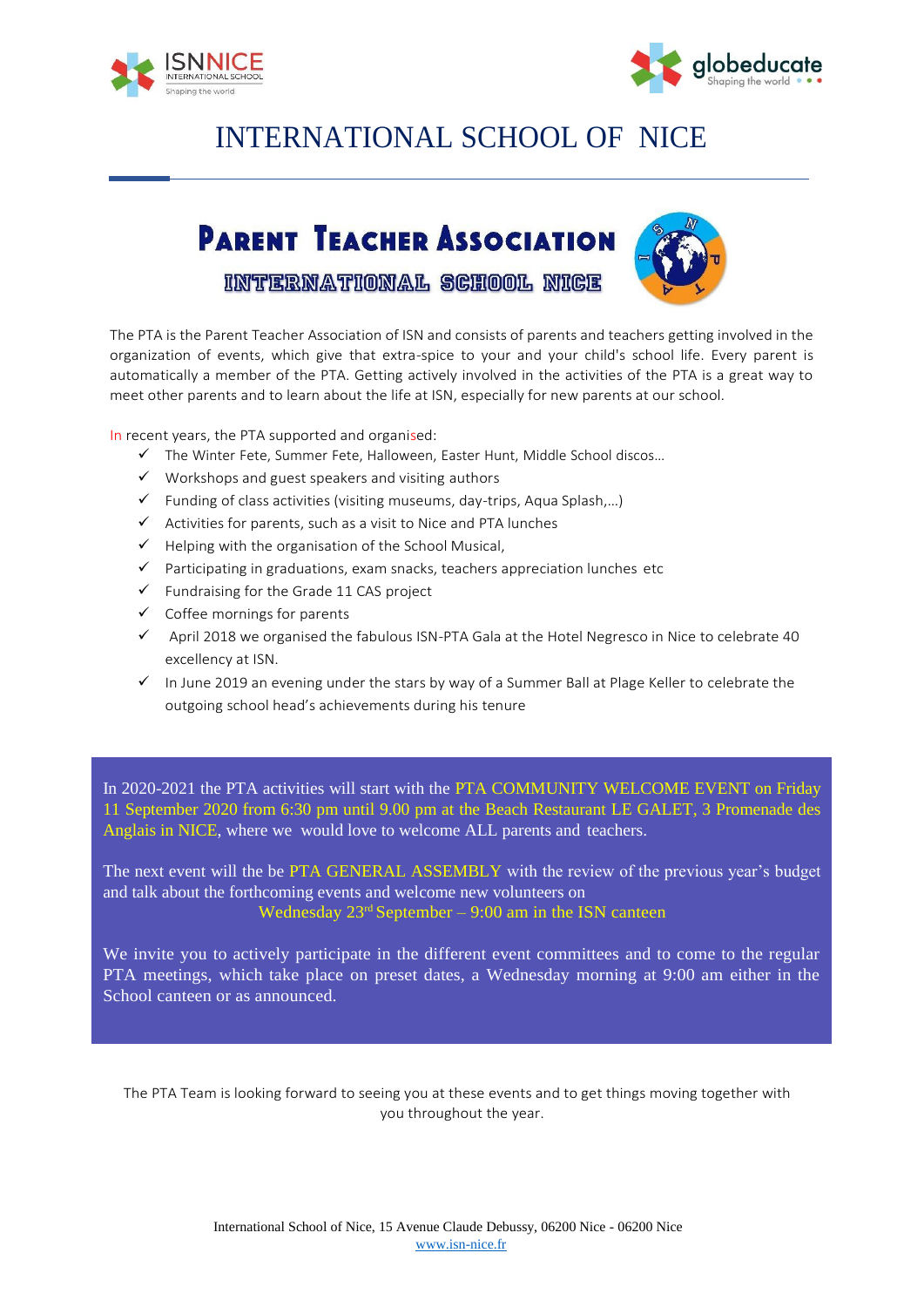# INTERNATIONAL SCHOOL OF NICE

## Parent Teacher Association

### INTERNATIONAL SCHOOL NICE

The PTA is the Parent Teacher Association of ISN and consists of parents and teachers getting involved in the organization of events, which give that extra-spice to your and your child's school life. Every parent is automatically a member of the PTA. Getting actively involved in the activities of the PTA is a great way to meet other parents and to learn about the life at ISN, especially for new parents at our school.

In recent years, the PTA supported and organised:

- ✓ The Winter Fete, Summer Fete, Halloween, Easter Hunt, Middle School discos…
- ✓ Workshops and guest speakers and visiting authors
- ✓ Funding of class activities (visiting museums, day-trips, Aqua Splash,…)
- ✓ Activities for parents, such as a visit to Nice and PTA lunches
- ✓ Helping with the organisation of the School Musical,
- ✓ Participating in graduations, exam snacks, teachers appreciation lunches etc
- ✓ Fundraising for the Grade 11 CAS project
- ✓ Coffee mornings for parents
- ✓ April 2018 we organised the fabulous ISN-PTA Gala at the Hotel Negresco in Nice to celebrate 40 excellency at ISN.
- ✓ In June 2019 an evening under the stars by way of a Summer Ball at Plage Keller to celebrate the outgoing school head's achievements during his tenure

In 2020-2021 the PTA activities will start with the PTA COMMUNITY WELCOME EVENT on Friday 11 September 2020 from 6:30 pm until 9.00 pm at the Beach Restaurant LE GALET, 3 Promenade des Anglais in NICE, where we would love to welcome ALL parents and teachers.

The next event will the be PTA GENERAL ASSEMBLY with the review of the previous year's budget and talk about the forthcoming events and welcome new volunteers on

Wednesday 23rd September – 9:00 am in the ISN canteen

We invite you to actively participate in the different event committees and to come to the regular PTA meetings, which take place on preset dates, a Wednesday morning at 9:00 am either in the School canteen or as announced.

The PTA Team is looking forward to seeing you at these events and to get things moving together with you throughout the year.

International School of Nice, 15 Avenue Claude Debussy, 06200 Nice - 06200 Nice
www.isn-nice.fr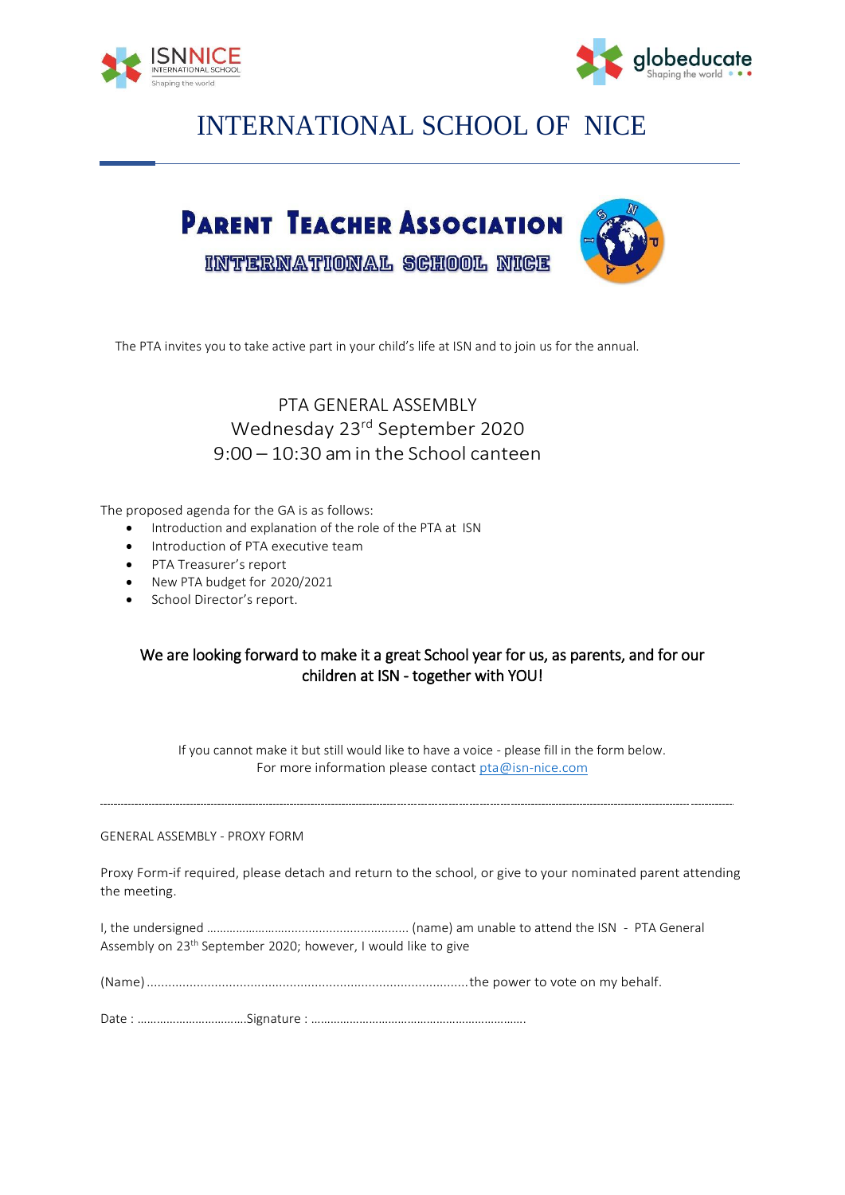# INTERNATIONAL SCHOOL OF NICE

## PARENT TEACHER ASSOCIATION

### INTERNATIONAL SCHOOL NICE

The PTA invites you to take active part in your child's life at ISN and to join us for the annual.

**PTA GENERAL ASSEMBLY**
**Wednesday 23rd September 2020**
**9:00 – 10:30 am in the School canteen**

The proposed agenda for the GA is as follows:

- Introduction and explanation of the role of the PTA at ISN
- Introduction of PTA executive team
- PTA Treasurer's report
- New PTA budget for 2020/2021
- School Director's report.

**We are looking forward to make it a great School year for us, as parents, and for our children at ISN - together with YOU!**

If you cannot make it but still would like to have a voice - please fill in the form below.
For more information please contact pta@isn-nice.com

---

GENERAL ASSEMBLY - PROXY FORM

Proxy Form-if required, please detach and return to the school, or give to your nominated parent attending the meeting.

I, the undersigned ………………………………………………… (name) am unable to attend the ISN - PTA General Assembly on 23th September 2020; however, I would like to give

(Name) ……………………………………………………………………………the power to vote on my behalf.

Date : ……………………………Signature : ………………………………………………………….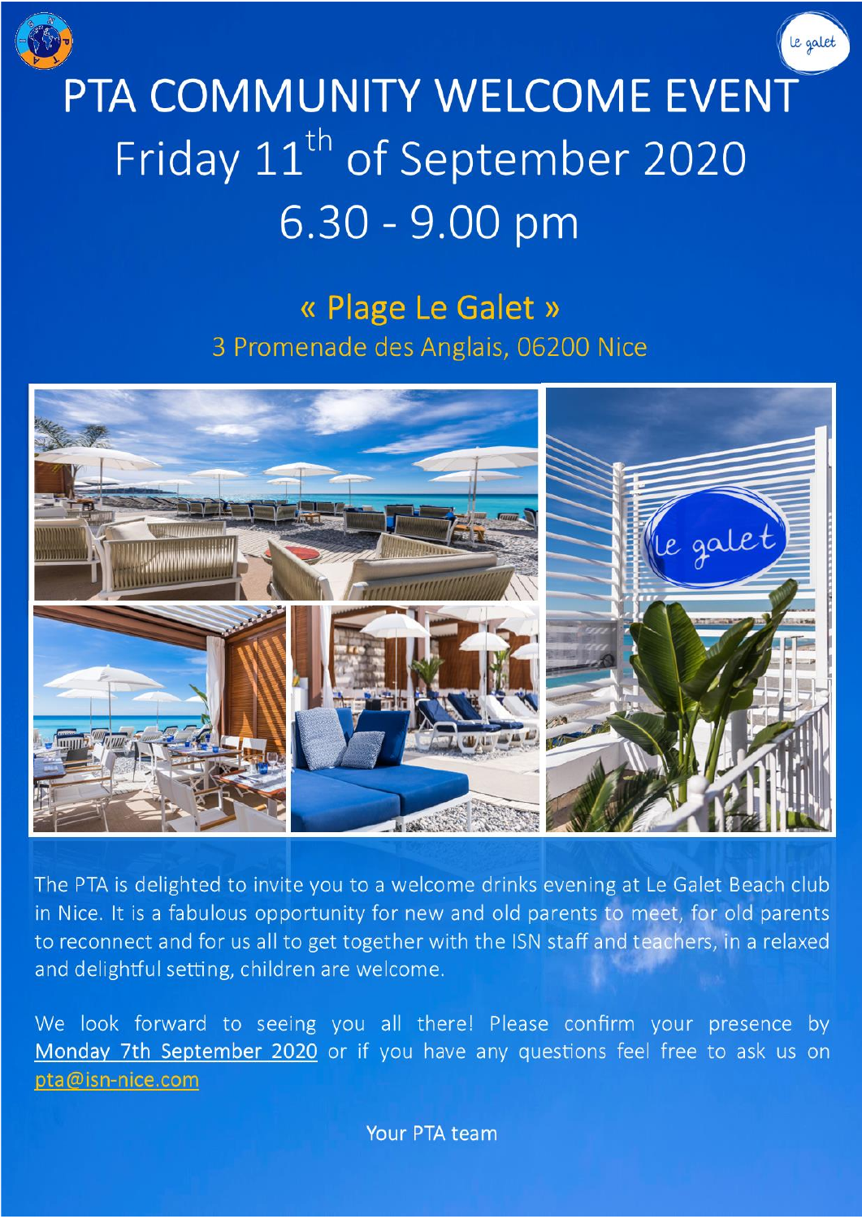# PTA COMMUNITY WELCOME EVENT

## Friday 11th of September 2020

## 6.30 - 9.00 pm

### « Plage Le Galet »

3 Promenade des Anglais, 06200 Nice

The PTA is delighted to invite you to a welcome drinks evening at Le Galet Beach club in Nice. It is a fabulous opportunity for new and old parents to meet, for old parents to reconnect and for us all to get together with the ISN staff and teachers, in a relaxed and delightful setting, children are welcome.

We look forward to seeing you all there! Please confirm your presence by Monday 7th September 2020 or if you have any questions feel free to ask us on pta@isn-nice.com

Your PTA team